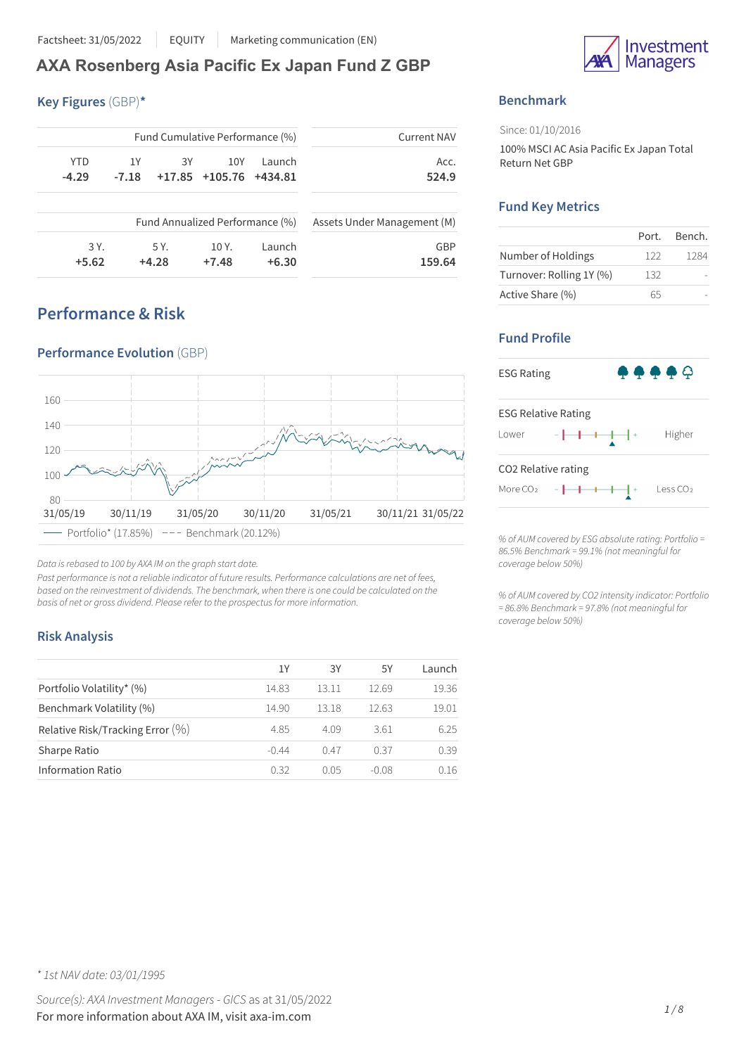Factsheet: 31/05/2022 | EQUITY | Marketing communication (EN)

# AXA Rosenberg Asia Pacific Ex Japan Fund Z GBP

## Key Figures (GBP)*

| Fund Cumulative Performance (%) | | | | |
|---|---|---|---|---|
| YTD | 1Y | 3Y | 10Y | Launch |
| -4.29 | -7.18 | +17.85 | +105.76 | +434.81 |

| Current NAV |
|---|
| Acc. |
| 524.9 |

| Fund Annualized Performance (%) | | | |
|---|---|---|---|
| 3 Y. | 5 Y. | 10 Y. | Launch |
| +5.62 | +4.28 | +7.48 | +6.30 |

| Assets Under Management (M) |
|---|
| GBP |
| 159.64 |

## Benchmark

Since: 01/10/2016

100% MSCI AC Asia Pacific Ex Japan Total Return Net GBP

## Fund Key Metrics

| | Port. | Bench. |
|---|---|---|
| Number of Holdings | 122 | 1284 |
| Turnover: Rolling 1Y (%) | 132 | - |
| Active Share (%) | 65 | - |

## Fund Profile

ESG Rating

ESG Relative Rating

Lower — Higher

CO2 Relative rating

More $CO_2$ — Less $CO_2$

*% of AUM covered by ESG absolute rating: Portfolio = 86.5% Benchmark = 99.1% (not meaningful for coverage below 50%)*

*% of AUM covered by CO2 intensity indicator: Portfolio = 86.8% Benchmark = 97.8% (not meaningful for coverage below 50%)*

## Performance & Risk

### Performance Evolution (GBP)

Portfolio* (17.85%) — Benchmark (20.12%)

*Data is rebased to 100 by AXA IM on the graph start date.*

*Past performance is not a reliable indicator of future results. Performance calculations are net of fees, based on the reinvestment of dividends. The benchmark, when there is one could be calculated on the basis of net or gross dividend. Please refer to the prospectus for more information.*

### Risk Analysis

| | 1Y | 3Y | 5Y | Launch |
|---|---|---|---|---|
| Portfolio Volatility* (%) | 14.83 | 13.11 | 12.69 | 19.36 |
| Benchmark Volatility (%) | 14.90 | 13.18 | 12.63 | 19.01 |
| Relative Risk/Tracking Error (%) | 4.85 | 4.09 | 3.61 | 6.25 |
| Sharpe Ratio | -0.44 | 0.47 | 0.37 | 0.39 |
| Information Ratio | 0.32 | 0.05 | -0.08 | 0.16 |

*\* 1st NAV date: 03/01/1995*

*Source(s): AXA Investment Managers - GICS* as at 31/05/2022

For more information about AXA IM, visit axa-im.com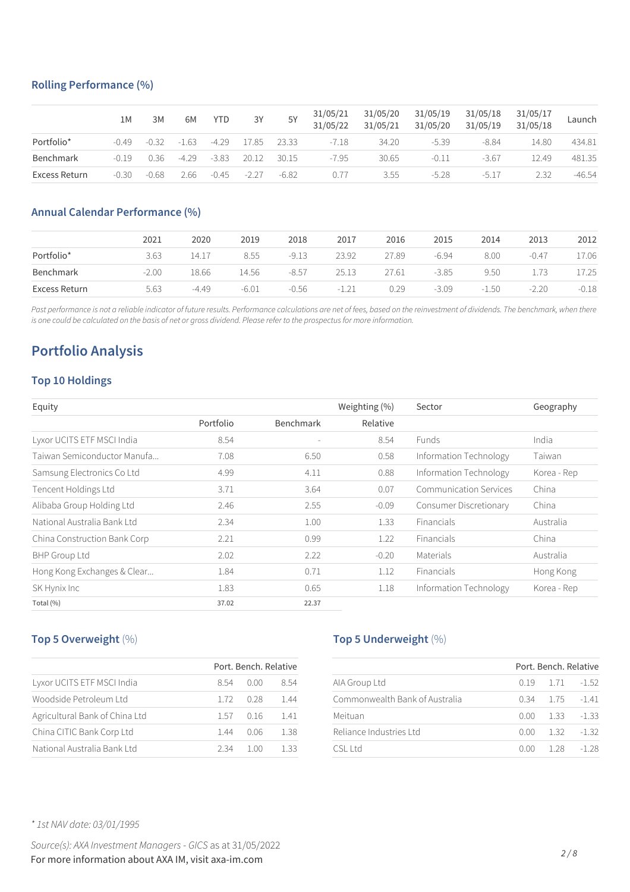### Rolling Performance (%)

| | 1M | 3M | 6M | YTD | 3Y | 5Y | 31/05/21 31/05/22 | 31/05/20 31/05/21 | 31/05/19 31/05/20 | 31/05/18 31/05/19 | 31/05/17 31/05/18 | Launch |
|---|---|---|---|---|---|---|---|---|---|---|---|---|
| Portfolio* | -0.49 | -0.32 | -1.63 | -4.29 | 17.85 | 23.33 | -7.18 | 34.20 | -5.39 | -8.84 | 14.80 | 434.81 |
| Benchmark | -0.19 | 0.36 | -4.29 | -3.83 | 20.12 | 30.15 | -7.95 | 30.65 | -0.11 | -3.67 | 12.49 | 481.35 |
| Excess Return | -0.30 | -0.68 | 2.66 | -0.45 | -2.27 | -6.82 | 0.77 | 3.55 | -5.28 | -5.17 | 2.32 | -46.54 |

### Annual Calendar Performance (%)

| | 2021 | 2020 | 2019 | 2018 | 2017 | 2016 | 2015 | 2014 | 2013 | 2012 |
|---|---|---|---|---|---|---|---|---|---|---|
| Portfolio* | 3.63 | 14.17 | 8.55 | -9.13 | 23.92 | 27.89 | -6.94 | 8.00 | -0.47 | 17.06 |
| Benchmark | -2.00 | 18.66 | 14.56 | -8.57 | 25.13 | 27.61 | -3.85 | 9.50 | 1.73 | 17.25 |
| Excess Return | 5.63 | -4.49 | -6.01 | -0.56 | -1.21 | 0.29 | -3.09 | -1.50 | -2.20 | -0.18 |

*Past performance is not a reliable indicator of future results. Performance calculations are net of fees, based on the reinvestment of dividends. The benchmark, when there is one could be calculated on the basis of net or gross dividend. Please refer to the prospectus for more information.*

## Portfolio Analysis

### Top 10 Holdings

| Equity | Weighting (%) | | | Sector | Geography |
|---|---|---|---|---|---|
| | Portfolio | Benchmark | Relative | | |
| Lyxor UCITS ETF MSCI India | 8.54 | - | 8.54 | Funds | India |
| Taiwan Semiconductor Manufa... | 7.08 | 6.50 | 0.58 | Information Technology | Taiwan |
| Samsung Electronics Co Ltd | 4.99 | 4.11 | 0.88 | Information Technology | Korea - Rep |
| Tencent Holdings Ltd | 3.71 | 3.64 | 0.07 | Communication Services | China |
| Alibaba Group Holding Ltd | 2.46 | 2.55 | -0.09 | Consumer Discretionary | China |
| National Australia Bank Ltd | 2.34 | 1.00 | 1.33 | Financials | Australia |
| China Construction Bank Corp | 2.21 | 0.99 | 1.22 | Financials | China |
| BHP Group Ltd | 2.02 | 2.22 | -0.20 | Materials | Australia |
| Hong Kong Exchanges & Clear... | 1.84 | 0.71 | 1.12 | Financials | Hong Kong |
| SK Hynix Inc | 1.83 | 0.65 | 1.18 | Information Technology | Korea - Rep |
| Total (%) | 37.02 | 22.37 | | | |

### Top 5 Overweight (%)

| | Port. | Bench. | Relative |
|---|---|---|---|
| Lyxor UCITS ETF MSCI India | 8.54 | 0.00 | 8.54 |
| Woodside Petroleum Ltd | 1.72 | 0.28 | 1.44 |
| Agricultural Bank of China Ltd | 1.57 | 0.16 | 1.41 |
| China CITIC Bank Corp Ltd | 1.44 | 0.06 | 1.38 |
| National Australia Bank Ltd | 2.34 | 1.00 | 1.33 |

### Top 5 Underweight (%)

| | Port. | Bench. | Relative |
|---|---|---|---|
| AIA Group Ltd | 0.19 | 1.71 | -1.52 |
| Commonwealth Bank of Australia | 0.34 | 1.75 | -1.41 |
| Meituan | 0.00 | 1.33 | -1.33 |
| Reliance Industries Ltd | 0.00 | 1.32 | -1.32 |
| CSL Ltd | 0.00 | 1.28 | -1.28 |

*\* 1st NAV date: 03/01/1995*

*Source(s): AXA Investment Managers - GICS* as at 31/05/2022

For more information about AXA IM, visit axa-im.com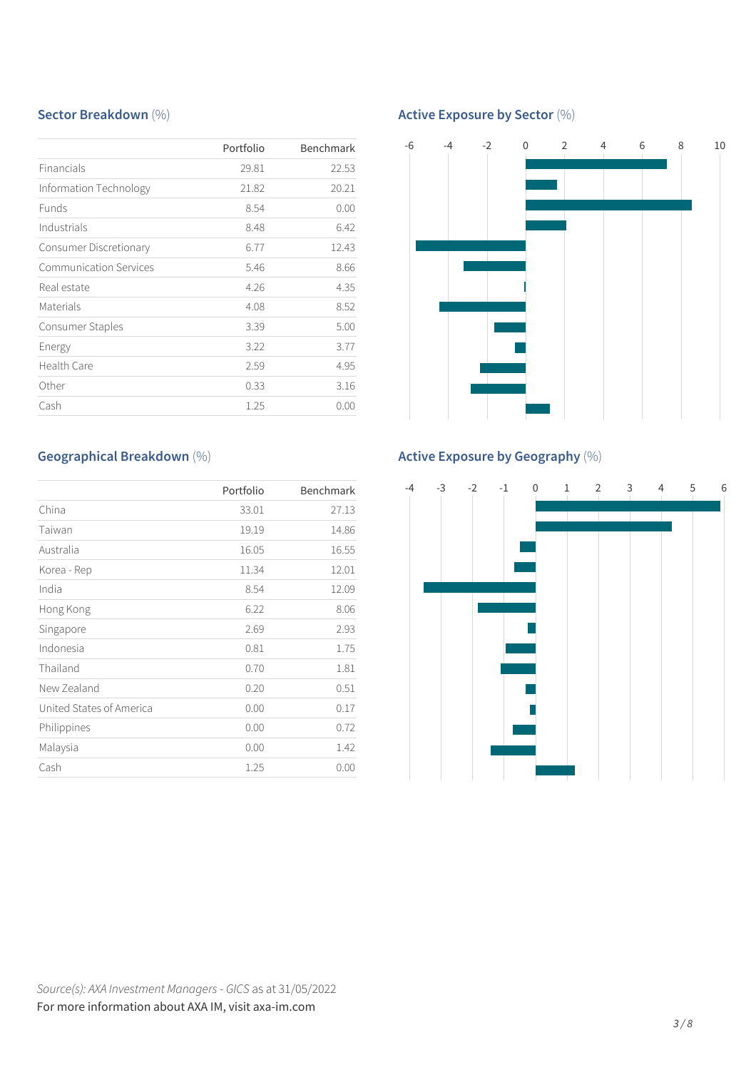## Sector Breakdown (%)

| | Portfolio | Benchmark |
|---|---|---|
| Financials | 29.81 | 22.53 |
| Information Technology | 21.82 | 20.21 |
| Funds | 8.54 | 0.00 |
| Industrials | 8.48 | 6.42 |
| Consumer Discretionary | 6.77 | 12.43 |
| Communication Services | 5.46 | 8.66 |
| Real estate | 4.26 | 4.35 |
| Materials | 4.08 | 8.52 |
| Consumer Staples | 3.39 | 5.00 |
| Energy | 3.22 | 3.77 |
| Health Care | 2.59 | 4.95 |
| Other | 0.33 | 3.16 |
| Cash | 1.25 | 0.00 |

## Active Exposure by Sector (%)

## Geographical Breakdown (%)

| | Portfolio | Benchmark |
|---|---|---|
| China | 33.01 | 27.13 |
| Taiwan | 19.19 | 14.86 |
| Australia | 16.05 | 16.55 |
| Korea - Rep | 11.34 | 12.01 |
| India | 8.54 | 12.09 |
| Hong Kong | 6.22 | 8.06 |
| Singapore | 2.69 | 2.93 |
| Indonesia | 0.81 | 1.75 |
| Thailand | 0.70 | 1.81 |
| New Zealand | 0.20 | 0.51 |
| United States of America | 0.00 | 0.17 |
| Philippines | 0.00 | 0.72 |
| Malaysia | 0.00 | 1.42 |
| Cash | 1.25 | 0.00 |

## Active Exposure by Geography (%)

*Source(s): AXA Investment Managers - GICS* as at 31/05/2022

For more information about AXA IM, visit axa-im.com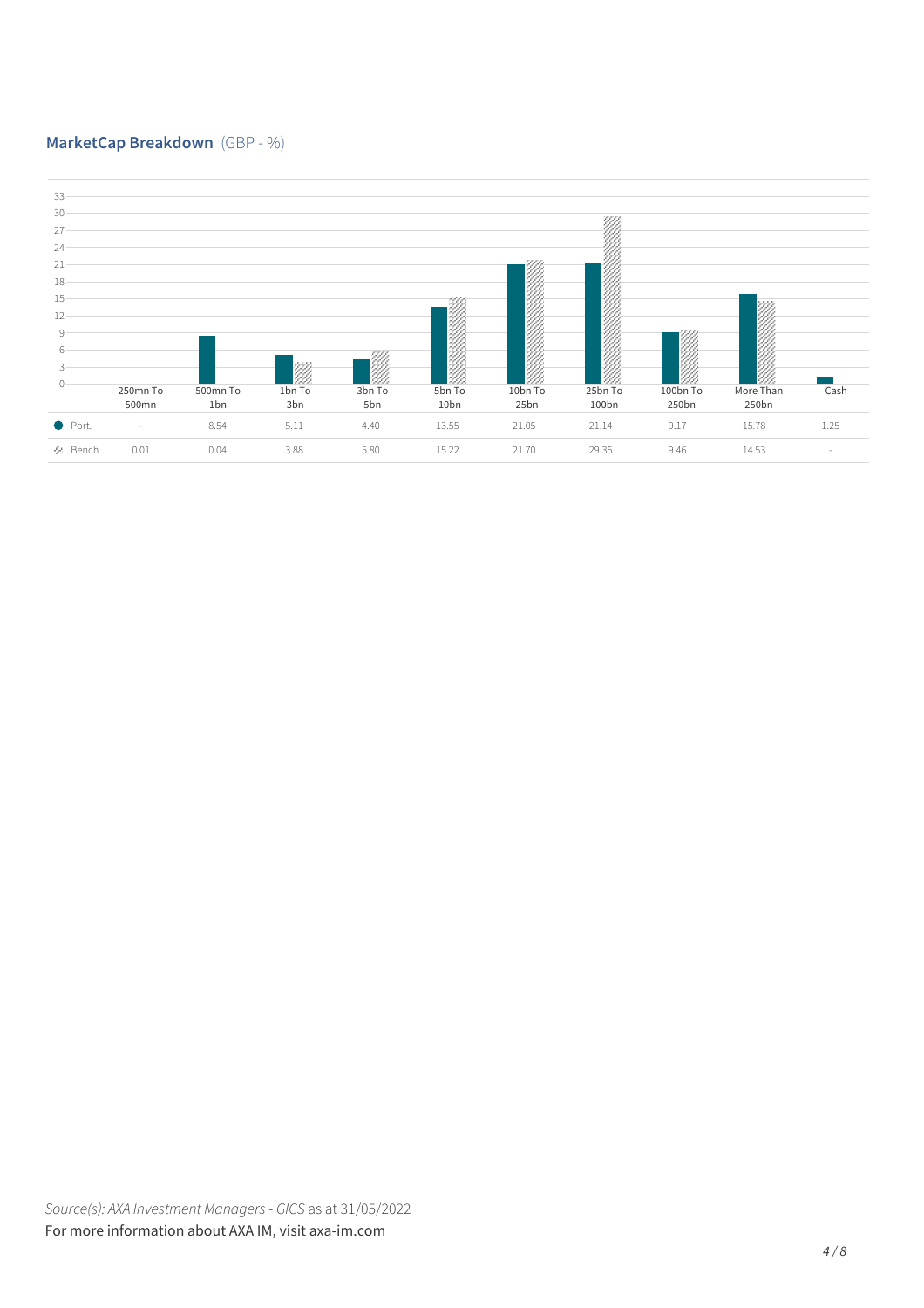## MarketCap Breakdown (GBP - %)

| | 250mn To 500mn | 500mn To 1bn | 1bn To 3bn | 3bn To 5bn | 5bn To 10bn | 10bn To 25bn | 25bn To 100bn | 100bn To 250bn | More Than 250bn | Cash |
|---|---|---|---|---|---|---|---|---|---|---|
| Port. | - | 8.54 | 5.11 | 4.40 | 13.55 | 21.05 | 21.14 | 9.17 | 15.78 | 1.25 |
| Bench. | 0.01 | 0.04 | 3.88 | 5.80 | 15.22 | 21.70 | 29.35 | 9.46 | 14.53 | - |

*Source(s): AXA Investment Managers - GICS* as at 31/05/2022

For more information about AXA IM, visit axa-im.com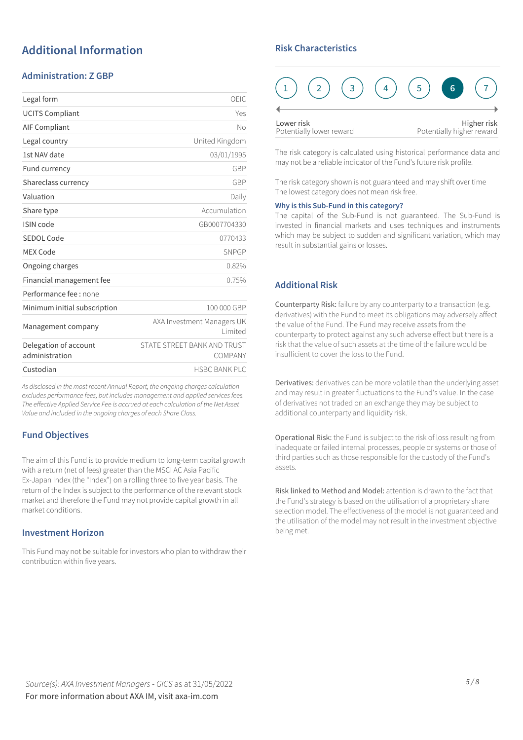# Additional Information

## Administration: Z GBP

| | |
|---|---|
| Legal form | OEIC |
| UCITS Compliant | Yes |
| AIF Compliant | No |
| Legal country | United Kingdom |
| 1st NAV date | 03/01/1995 |
| Fund currency | GBP |
| Shareclass currency | GBP |
| Valuation | Daily |
| Share type | Accumulation |
| ISIN code | GB0007704330 |
| SEDOL Code | 0770433 |
| MEX Code | SNPGP |
| Ongoing charges | 0.82% |
| Financial management fee | 0.75% |
| Performance fee : none | |
| Minimum initial subscription | 100 000 GBP |
| Management company | AXA Investment Managers UK Limited |
| Delegation of account administration | STATE STREET BANK AND TRUST COMPANY |
| Custodian | HSBC BANK PLC |

*As disclosed in the most recent Annual Report, the ongoing charges calculation excludes performance fees, but includes management and applied services fees. The effective Applied Service Fee is accrued at each calculation of the Net Asset Value and included in the ongoing charges of each Share Class.*

## Fund Objectives

The aim of this Fund is to provide medium to long-term capital growth with a return (net of fees) greater than the MSCI AC Asia Pacific Ex-Japan Index (the "Index") on a rolling three to five year basis. The return of the Index is subject to the performance of the relevant stock market and therefore the Fund may not provide capital growth in all market conditions.

## Investment Horizon

This Fund may not be suitable for investors who plan to withdraw their contribution within five years.

## Risk Characteristics

1 2 3 4 5 **6** 7

Lower risk
Potentially lower reward

Higher risk
Potentially higher reward

The risk category is calculated using historical performance data and may not be a reliable indicator of the Fund's future risk profile.

The risk category shown is not guaranteed and may shift over time
The lowest category does not mean risk free.

### Why is this Sub-Fund in this category?

The capital of the Sub-Fund is not guaranteed. The Sub-Fund is invested in financial markets and uses techniques and instruments which may be subject to sudden and significant variation, which may result in substantial gains or losses.

## Additional Risk

**Counterparty Risk:** failure by any counterparty to a transaction (e.g. derivatives) with the Fund to meet its obligations may adversely affect the value of the Fund. The Fund may receive assets from the counterparty to protect against any such adverse effect but there is a risk that the value of such assets at the time of the failure would be insufficient to cover the loss to the Fund.

**Derivatives:** derivatives can be more volatile than the underlying asset and may result in greater fluctuations to the Fund's value. In the case of derivatives not traded on an exchange they may be subject to additional counterparty and liquidity risk.

**Operational Risk:** the Fund is subject to the risk of loss resulting from inadequate or failed internal processes, people or systems or those of third parties such as those responsible for the custody of the Fund's assets.

**Risk linked to Method and Model:** attention is drawn to the fact that the Fund's strategy is based on the utilisation of a proprietary share selection model. The effectiveness of the model is not guaranteed and the utilisation of the model may not result in the investment objective being met.

*Source(s): AXA Investment Managers - GICS* as at 31/05/2022
For more information about AXA IM, visit axa-im.com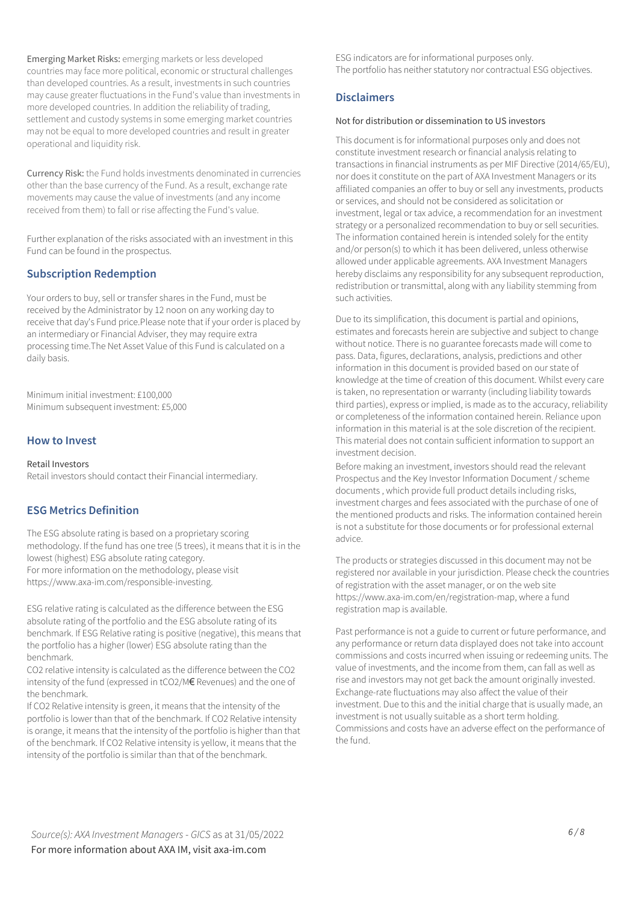**Emerging Market Risks:** emerging markets or less developed countries may face more political, economic or structural challenges than developed countries. As a result, investments in such countries may cause greater fluctuations in the Fund's value than investments in more developed countries. In addition the reliability of trading, settlement and custody systems in some emerging market countries may not be equal to more developed countries and result in greater operational and liquidity risk.

**Currency Risk:** the Fund holds investments denominated in currencies other than the base currency of the Fund. As a result, exchange rate movements may cause the value of investments (and any income received from them) to fall or rise affecting the Fund's value.

Further explanation of the risks associated with an investment in this Fund can be found in the prospectus.

## Subscription Redemption

Your orders to buy, sell or transfer shares in the Fund, must be received by the Administrator by 12 noon on any working day to receive that day's Fund price.Please note that if your order is placed by an intermediary or Financial Adviser, they may require extra processing time.The Net Asset Value of this Fund is calculated on a daily basis.

Minimum initial investment: £100,000
Minimum subsequent investment: £5,000

## How to Invest

Retail Investors
Retail investors should contact their Financial intermediary.

## ESG Metrics Definition

The ESG absolute rating is based on a proprietary scoring methodology. If the fund has one tree (5 trees), it means that it is in the lowest (highest) ESG absolute rating category.
For more information on the methodology, please visit https://www.axa-im.com/responsible-investing.

ESG relative rating is calculated as the difference between the ESG absolute rating of the portfolio and the ESG absolute rating of its benchmark. If ESG Relative rating is positive (negative), this means that the portfolio has a higher (lower) ESG absolute rating than the benchmark.
$CO_2$ relative intensity is calculated as the difference between the $CO_2$ intensity of the fund (expressed in $tCO_2$/M€ Revenues) and the one of the benchmark.
If $CO_2$ Relative intensity is green, it means that the intensity of the portfolio is lower than that of the benchmark. If $CO_2$ Relative intensity is orange, it means that the intensity of the portfolio is higher than that of the benchmark. If $CO_2$ Relative intensity is yellow, it means that the intensity of the portfolio is similar than that of the benchmark.

ESG indicators are for informational purposes only.
The portfolio has neither statutory nor contractual ESG objectives.

## Disclaimers

Not for distribution or dissemination to US investors

This document is for informational purposes only and does not constitute investment research or financial analysis relating to transactions in financial instruments as per MIF Directive (2014/65/EU), nor does it constitute on the part of AXA Investment Managers or its affiliated companies an offer to buy or sell any investments, products or services, and should not be considered as solicitation or investment, legal or tax advice, a recommendation for an investment strategy or a personalized recommendation to buy or sell securities. The information contained herein is intended solely for the entity and/or person(s) to which it has been delivered, unless otherwise allowed under applicable agreements. AXA Investment Managers hereby disclaims any responsibility for any subsequent reproduction, redistribution or transmittal, along with any liability stemming from such activities.

Due to its simplification, this document is partial and opinions, estimates and forecasts herein are subjective and subject to change without notice. There is no guarantee forecasts made will come to pass. Data, figures, declarations, analysis, predictions and other information in this document is provided based on our state of knowledge at the time of creation of this document. Whilst every care is taken, no representation or warranty (including liability towards third parties), express or implied, is made as to the accuracy, reliability or completeness of the information contained herein. Reliance upon information in this material is at the sole discretion of the recipient. This material does not contain sufficient information to support an investment decision.
Before making an investment, investors should read the relevant Prospectus and the Key Investor Information Document / scheme documents , which provide full product details including risks, investment charges and fees associated with the purchase of one of the mentioned products and risks. The information contained herein is not a substitute for those documents or for professional external advice.

The products or strategies discussed in this document may not be registered nor available in your jurisdiction. Please check the countries of registration with the asset manager, or on the web site https://www.axa-im.com/en/registration-map, where a fund registration map is available.

Past performance is not a guide to current or future performance, and any performance or return data displayed does not take into account commissions and costs incurred when issuing or redeeming units. The value of investments, and the income from them, can fall as well as rise and investors may not get back the amount originally invested. Exchange-rate fluctuations may also affect the value of their investment. Due to this and the initial charge that is usually made, an investment is not usually suitable as a short term holding. Commissions and costs have an adverse effect on the performance of the fund.

*Source(s): AXA Investment Managers - GICS* as at 31/05/2022
For more information about AXA IM, visit axa-im.com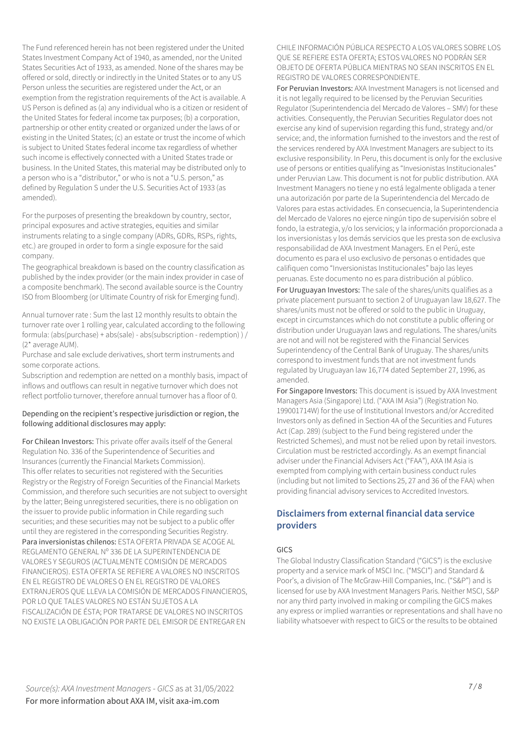The Fund referenced herein has not been registered under the United States Investment Company Act of 1940, as amended, nor the United States Securities Act of 1933, as amended. None of the shares may be offered or sold, directly or indirectly in the United States or to any US Person unless the securities are registered under the Act, or an exemption from the registration requirements of the Act is available. A US Person is defined as (a) any individual who is a citizen or resident of the United States for federal income tax purposes; (b) a corporation, partnership or other entity created or organized under the laws of or existing in the United States; (c) an estate or trust the income of which is subject to United States federal income tax regardless of whether such income is effectively connected with a United States trade or business. In the United States, this material may be distributed only to a person who is a "distributor," or who is not a "U.S. person," as defined by Regulation S under the U.S. Securities Act of 1933 (as amended).

For the purposes of presenting the breakdown by country, sector, principal exposures and active strategies, equities and similar instruments relating to a single company (ADRs, GDRs, RSPs, rights, etc.) are grouped in order to form a single exposure for the said company.

The geographical breakdown is based on the country classification as published by the index provider (or the main index provider in case of a composite benchmark). The second available source is the Country ISO from Bloomberg (or Ultimate Country of risk for Emerging fund).

Annual turnover rate : Sum the last 12 monthly results to obtain the turnover rate over 1 rolling year, calculated according to the following formula: (abs(purchase) + abs(sale) - abs(subscription - redemption) ) / (2* average AUM).

Purchase and sale exclude derivatives, short term instruments and some corporate actions.

Subscription and redemption are netted on a monthly basis, impact of inflows and outflows can result in negative turnover which does not reflect portfolio turnover, therefore annual turnover has a floor of 0.

Depending on the recipient's respective jurisdiction or region, the following additional disclosures may apply:

**For Chilean Investors:** This private offer avails itself of the General Regulation No. 336 of the Superintendence of Securities and Insurances (currently the Financial Markets Commission). This offer relates to securities not registered with the Securities Registry or the Registry of Foreign Securities of the Financial Markets Commission, and therefore such securities are not subject to oversight by the latter; Being unregistered securities, there is no obligation on the issuer to provide public information in Chile regarding such securities; and these securities may not be subject to a public offer until they are registered in the corresponding Securities Registry.

**Para inversionistas chilenos:** ESTA OFERTA PRIVADA SE ACOGE AL REGLAMENTO GENERAL N° 336 DE LA SUPERINTENDENCIA DE VALORES Y SEGUROS (ACTUALMENTE COMISIÓN DE MERCADOS FINANCIEROS). ESTA OFERTA SE REFIERE A VALORES NO INSCRITOS EN EL REGISTRO DE VALORES O EN EL REGISTRO DE VALORES EXTRANJEROS QUE LLEVA LA COMISIÓN DE MERCADOS FINANCIEROS, POR LO QUE TALES VALORES NO ESTÁN SUJETOS A LA FISCALIZACIÓN DE ÉSTA; POR TRATARSE DE VALORES NO INSCRITOS NO EXISTE LA OBLIGACIÓN POR PARTE DEL EMISOR DE ENTREGAR EN CHILE INFORMACIÓN PÚBLICA RESPECTO A LOS VALORES SOBRE LOS QUE SE REFIERE ESTA OFERTA; ESTOS VALORES NO PODRÁN SER OBJETO DE OFERTA PÚBLICA MIENTRAS NO SEAN INSCRITOS EN EL REGISTRO DE VALORES CORRESPONDIENTE.

**For Peruvian Investors:** AXA Investment Managers is not licensed and it is not legally required to be licensed by the Peruvian Securities Regulator (Superintendencia del Mercado de Valores – SMV) for these activities. Consequently, the Peruvian Securities Regulator does not exercise any kind of supervision regarding this fund, strategy and/or service; and, the information furnished to the investors and the rest of the services rendered by AXA Investment Managers are subject to its exclusive responsibility. In Peru, this document is only for the exclusive use of persons or entities qualifying as "Invesionistas Institucionales" under Peruvian Law. This document is not for public distribution. AXA Investment Managers no tiene y no está legalmente obligada a tener una autorización por parte de la Superintendencia del Mercado de Valores para estas actividades. En consecuencia, la Superintendencia del Mercado de Valores no ejerce ningún tipo de supervisión sobre el fondo, la estrategia, y/o los servicios; y la información proporcionada a los inversionistas y los demás servicios que les presta son de exclusiva responsabilidad de AXA Investment Managers. En el Perú, este documento es para el uso exclusivo de personas o entidades que califiquen como "Inversionistas Institucionales" bajo las leyes peruanas. Este documento no es para distribución al público.

**For Uruguayan Investors:** The sale of the shares/units qualifies as a private placement pursuant to section 2 of Uruguayan law 18,627. The shares/units must not be offered or sold to the public in Uruguay, except in circumstances which do not constitute a public offering or distribution under Uruguayan laws and regulations. The shares/units are not and will not be registered with the Financial Services Superintendency of the Central Bank of Uruguay. The shares/units correspond to investment funds that are not investment funds regulated by Uruguayan law 16,774 dated September 27, 1996, as amended.

**For Singapore Investors:** This document is issued by AXA Investment Managers Asia (Singapore) Ltd. ("AXA IM Asia") (Registration No. 199001714W) for the use of Institutional Investors and/or Accredited Investors only as defined in Section 4A of the Securities and Futures Act (Cap. 289) (subject to the Fund being registered under the Restricted Schemes), and must not be relied upon by retail investors. Circulation must be restricted accordingly. As an exempt financial adviser under the Financial Advisers Act ("FAA"), AXA IM Asia is exempted from complying with certain business conduct rules (including but not limited to Sections 25, 27 and 36 of the FAA) when providing financial advisory services to Accredited Investors.

## Disclaimers from external financial data service providers

### GICS

The Global Industry Classification Standard ("GICS") is the exclusive property and a service mark of MSCI Inc. ("MSCI") and Standard & Poor's, a division of The McGraw-Hill Companies, Inc. ("S&P") and is licensed for use by AXA Investment Managers Paris. Neither MSCI, S&P nor any third party involved in making or compiling the GICS makes any express or implied warranties or representations and shall have no liability whatsoever with respect to GICS or the results to be obtained

*Source(s): AXA Investment Managers - GICS* as at 31/05/2022

For more information about AXA IM, visit axa-im.com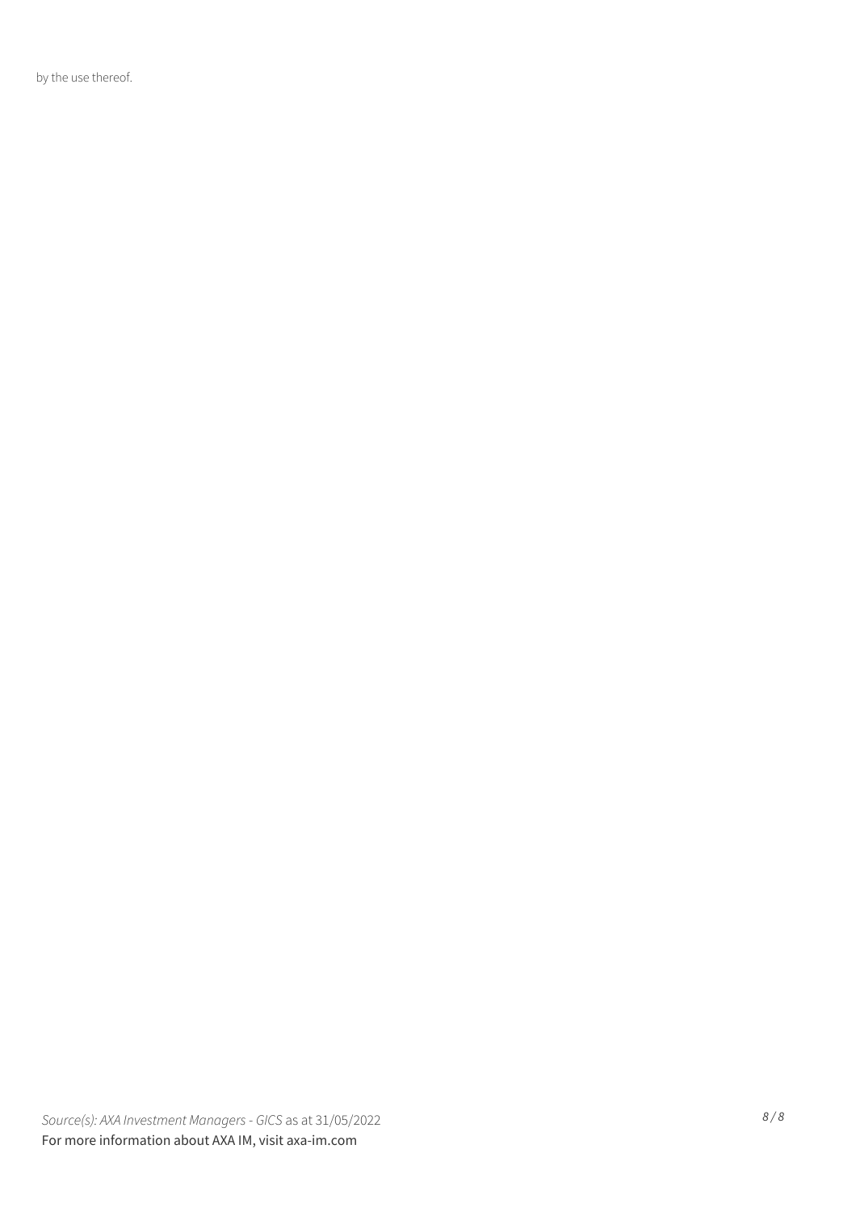by the use thereof.